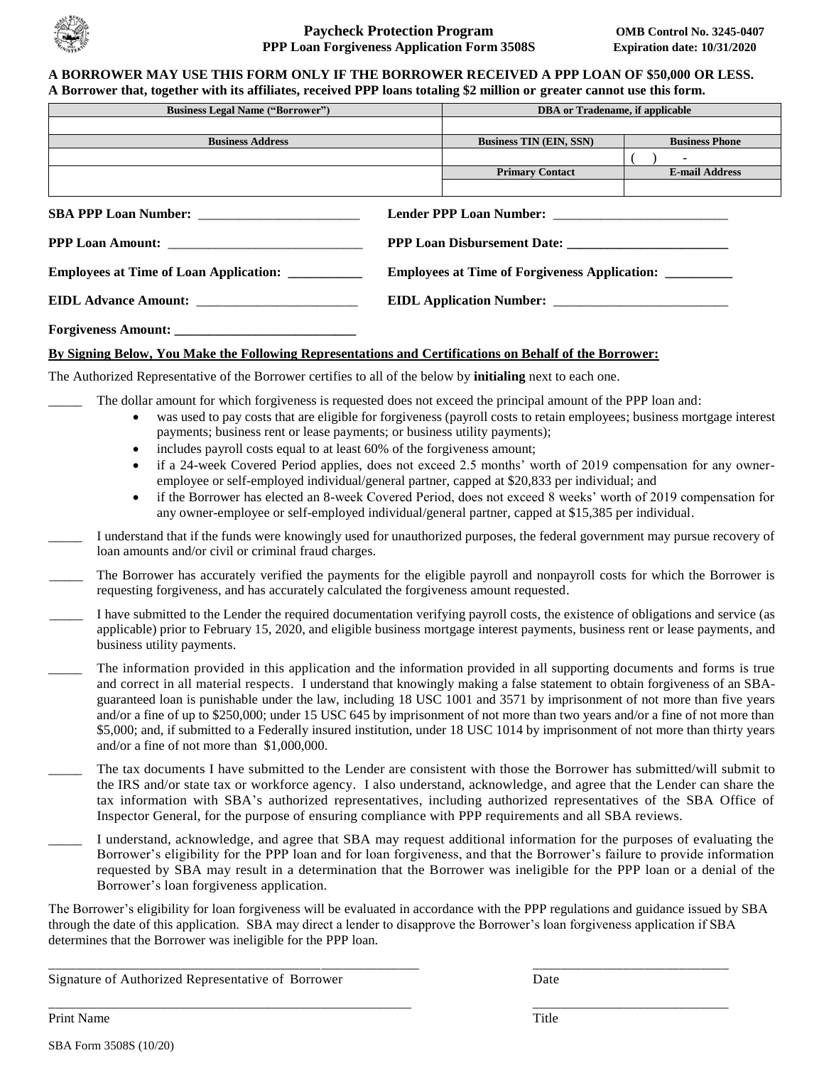**Paycheck Protection Program**
**PPP Loan Forgiveness Application Form 3508S**

**OMB Control No. 3245-0407**
**Expiration date: 10/31/2020**

**A BORROWER MAY USE THIS FORM ONLY IF THE BORROWER RECEIVED A PPP LOAN OF $50,000 OR LESS.**
**A Borrower that, together with its affiliates, received PPP loans totaling $2 million or greater cannot use this form.**

| Business Legal Name ("Borrower") | DBA or Tradename, if applicable | |
|---|---|---|
| | | |
| **Business Address** | **Business TIN (EIN, SSN)** | **Business Phone** |
| | | (   )   - |
| | **Primary Contact** | **E-mail Address** |
| | | |

**SBA PPP Loan Number:** ________________________ **Lender PPP Loan Number:** ________________________

**PPP Loan Amount:** ________________________ **PPP Loan Disbursement Date:** ________________________

**Employees at Time of Loan Application:** ___________ **Employees at Time of Forgiveness Application:** __________

**EIDL Advance Amount:** ________________________ **EIDL Application Number:** ________________________

**Forgiveness Amount:** ___________________________

**By Signing Below, You Make the Following Representations and Certifications on Behalf of the Borrower:**

The Authorized Representative of the Borrower certifies to all of the below by **initialing** next to each one.

_____ The dollar amount for which forgiveness is requested does not exceed the principal amount of the PPP loan and:

- was used to pay costs that are eligible for forgiveness (payroll costs to retain employees; business mortgage interest payments; business rent or lease payments; or business utility payments);
- includes payroll costs equal to at least 60% of the forgiveness amount;
- if a 24-week Covered Period applies, does not exceed 2.5 months' worth of 2019 compensation for any owner-employee or self-employed individual/general partner, capped at $20,833 per individual; and
- if the Borrower has elected an 8-week Covered Period, does not exceed 8 weeks' worth of 2019 compensation for any owner-employee or self-employed individual/general partner, capped at $15,385 per individual.

_____ I understand that if the funds were knowingly used for unauthorized purposes, the federal government may pursue recovery of loan amounts and/or civil or criminal fraud charges.

_____ The Borrower has accurately verified the payments for the eligible payroll and nonpayroll costs for which the Borrower is requesting forgiveness, and has accurately calculated the forgiveness amount requested.

_____ I have submitted to the Lender the required documentation verifying payroll costs, the existence of obligations and service (as applicable) prior to February 15, 2020, and eligible business mortgage interest payments, business rent or lease payments, and business utility payments.

_____ The information provided in this application and the information provided in all supporting documents and forms is true and correct in all material respects. I understand that knowingly making a false statement to obtain forgiveness of an SBA-guaranteed loan is punishable under the law, including 18 USC 1001 and 3571 by imprisonment of not more than five years and/or a fine of up to $250,000; under 15 USC 645 by imprisonment of not more than two years and/or a fine of not more than $5,000; and, if submitted to a Federally insured institution, under 18 USC 1014 by imprisonment of not more than thirty years and/or a fine of not more than $1,000,000.

_____ The tax documents I have submitted to the Lender are consistent with those the Borrower has submitted/will submit to the IRS and/or state tax or workforce agency. I also understand, acknowledge, and agree that the Lender can share the tax information with SBA's authorized representatives, including authorized representatives of the SBA Office of Inspector General, for the purpose of ensuring compliance with PPP requirements and all SBA reviews.

_____ I understand, acknowledge, and agree that SBA may request additional information for the purposes of evaluating the Borrower's eligibility for the PPP loan and for loan forgiveness, and that the Borrower's failure to provide information requested by SBA may result in a determination that the Borrower was ineligible for the PPP loan or a denial of the Borrower's loan forgiveness application.

The Borrower's eligibility for loan forgiveness will be evaluated in accordance with the PPP regulations and guidance issued by SBA through the date of this application. SBA may direct a lender to disapprove the Borrower's loan forgiveness application if SBA determines that the Borrower was ineligible for the PPP loan.

_______________________________________________ _____________________________

Signature of Authorized Representative of Borrower Date

_______________________________________________ _____________________________

Print Name Title

SBA Form 3508S (10/20)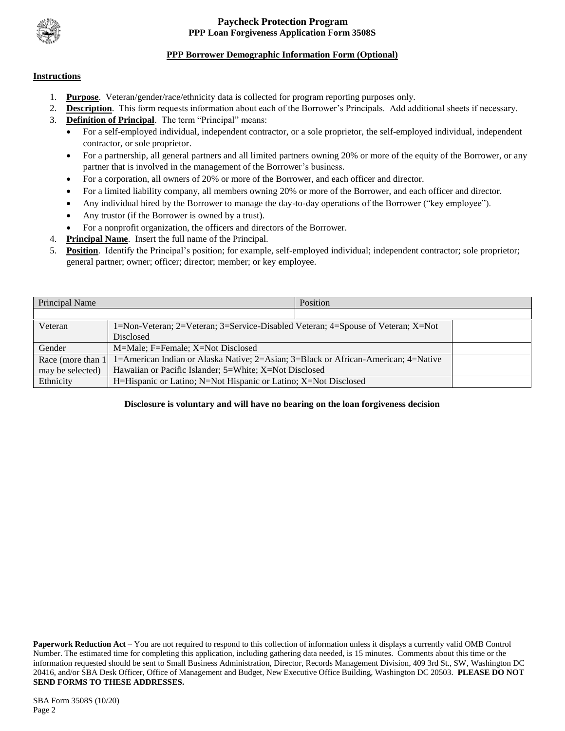# Paycheck Protection Program
## PPP Loan Forgiveness Application Form 3508S

### PPP Borrower Demographic Information Form (Optional)

**Instructions**

1. **Purpose**. Veteran/gender/race/ethnicity data is collected for program reporting purposes only.
2. **Description**. This form requests information about each of the Borrower's Principals. Add additional sheets if necessary.
3. **Definition of Principal**. The term "Principal" means:
   - For a self-employed individual, independent contractor, or a sole proprietor, the self-employed individual, independent contractor, or sole proprietor.
   - For a partnership, all general partners and all limited partners owning 20% or more of the equity of the Borrower, or any partner that is involved in the management of the Borrower's business.
   - For a corporation, all owners of 20% or more of the Borrower, and each officer and director.
   - For a limited liability company, all members owning 20% or more of the Borrower, and each officer and director.
   - Any individual hired by the Borrower to manage the day-to-day operations of the Borrower ("key employee").
   - Any trustor (if the Borrower is owned by a trust).
   - For a nonprofit organization, the officers and directors of the Borrower.
4. **Principal Name**. Insert the full name of the Principal.
5. **Position**. Identify the Principal's position; for example, self-employed individual; independent contractor; sole proprietor; general partner; owner; officer; director; member; or key employee.

| Principal Name | Position |
|---|---|
| | |

| | | |
|---|---|---|
| Veteran | 1=Non-Veteran; 2=Veteran; 3=Service-Disabled Veteran; 4=Spouse of Veteran; X=Not Disclosed | |
| Gender | M=Male; F=Female; X=Not Disclosed | |
| Race (more than 1 may be selected) | 1=American Indian or Alaska Native; 2=Asian; 3=Black or African-American; 4=Native Hawaiian or Pacific Islander; 5=White; X=Not Disclosed | |
| Ethnicity | H=Hispanic or Latino; N=Not Hispanic or Latino; X=Not Disclosed | |

**Disclosure is voluntary and will have no bearing on the loan forgiveness decision**

**Paperwork Reduction Act** – You are not required to respond to this collection of information unless it displays a currently valid OMB Control Number. The estimated time for completing this application, including gathering data needed, is 15 minutes. Comments about this time or the information requested should be sent to Small Business Administration, Director, Records Management Division, 409 3rd St., SW, Washington DC 20416, and/or SBA Desk Officer, Office of Management and Budget, New Executive Office Building, Washington DC 20503. **PLEASE DO NOT SEND FORMS TO THESE ADDRESSES.**

SBA Form 3508S (10/20)